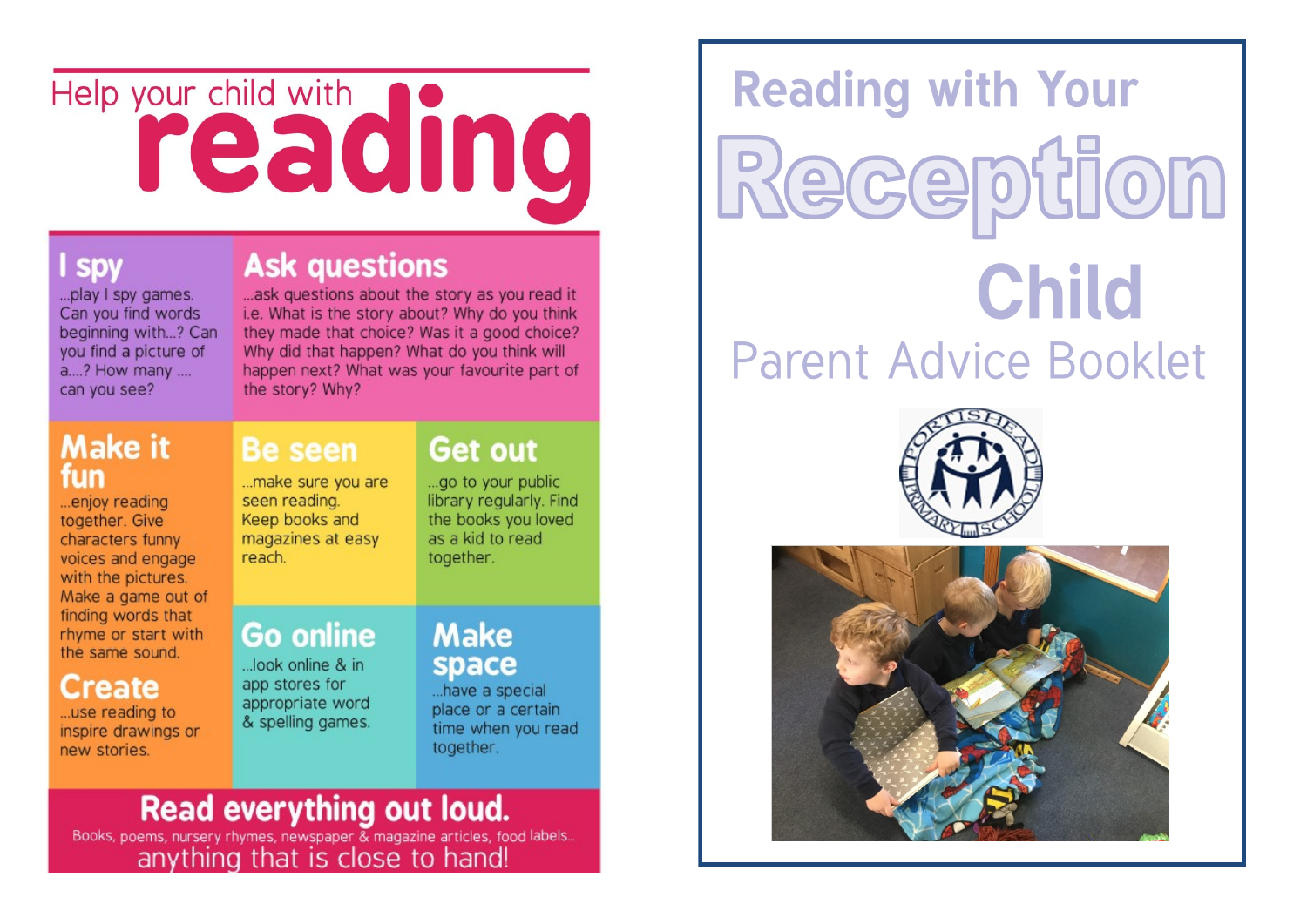# Help your child with reading

## I spy

...play I spy games. Can you find words beginning with...? Can you find a picture of a....? How many .... can you see?

## Ask questions

...ask questions about the story as you read it i.e. What is the story about? Why do you think they made that choice? Was it a good choice? Why did that happen? What do you think will happen next? What was your favourite part of the story? Why?

## Make it fun

...enjoy reading together. Give characters funny voices and engage with the pictures. Make a game out of finding words that rhyme or start with the same sound.

## Create

...use reading to inspire drawings or new stories.

## Be seen

...make sure you are seen reading. Keep books and magazines at easy reach.

## Get out

...go to your public library regularly. Find the books you loved as a kid to read together.

## Go online

...look online & in app stores for appropriate word & spelling games.

## Make space

...have a special place or a certain time when you read together.

## Read everything out loud.

Books, poems, nursery rhymes, newspaper & magazine articles, food labels...
anything that is close to hand!

# Reading with Your Reception Child

## Parent Advice Booklet

PORTISHEAD PRIMARY SCHOOL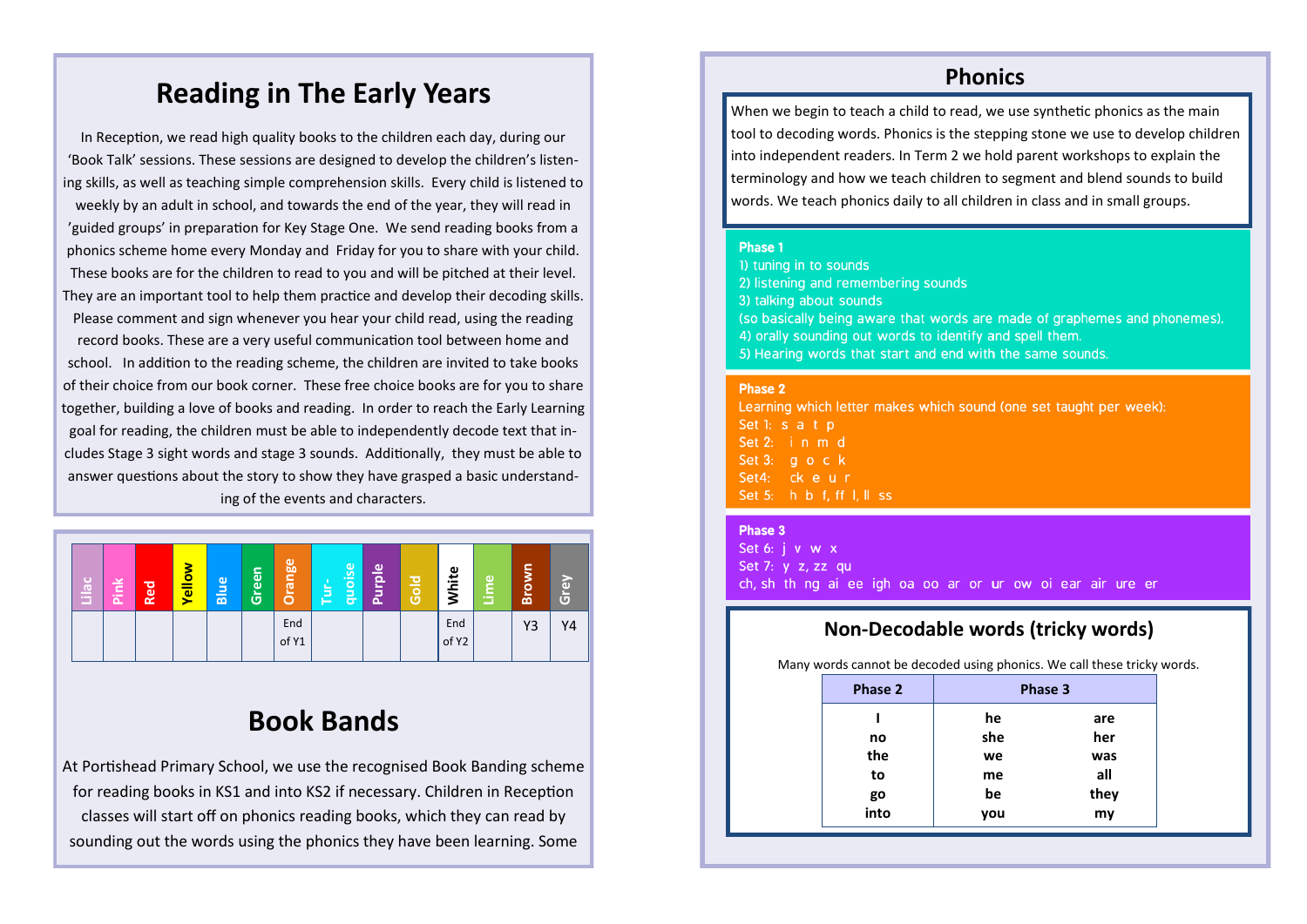# Reading in The Early Years

In Reception, we read high quality books to the children each day, during our 'Book Talk' sessions. These sessions are designed to develop the children's listening skills, as well as teaching simple comprehension skills. Every child is listened to weekly by an adult in school, and towards the end of the year, they will read in 'guided groups' in preparation for Key Stage One. We send reading books from a phonics scheme home every Monday and Friday for you to share with your child. These books are for the children to read to you and will be pitched at their level. They are an important tool to help them practice and develop their decoding skills. Please comment and sign whenever you hear your child read, using the reading record books. These are a very useful communication tool between home and school. In addition to the reading scheme, the children are invited to take books of their choice from our book corner. These free choice books are for you to share together, building a love of books and reading. In order to reach the Early Learning goal for reading, the children must be able to independently decode text that includes Stage 3 sight words and stage 3 sounds. Additionally, they must be able to answer questions about the story to show they have grasped a basic understanding of the events and characters.

| Lilac | Pink | Red | Yellow | Blue | Green | Orange | Tur-quoise | Purple | Gold | White | Lime | Brown | Grey |
|---|---|---|---|---|---|---|---|---|---|---|---|---|---|
| | | | | | | End of Y1 | | | | End of Y2 | | Y3 | Y4 |

# Book Bands

At Portishead Primary School, we use the recognised Book Banding scheme for reading books in KS1 and into KS2 if necessary. Children in Reception classes will start off on phonics reading books, which they can read by sounding out the words using the phonics they have been learning. Some

# Phonics

When we begin to teach a child to read, we use synthetic phonics as the main tool to decoding words. Phonics is the stepping stone we use to develop children into independent readers. In Term 2 we hold parent workshops to explain the terminology and how we teach children to segment and blend sounds to build words. We teach phonics daily to all children in class and in small groups.

**Phase 1**

1) tuning in to sounds
2) listening and remembering sounds
3) talking about sounds
(so basically being aware that words are made of graphemes and phonemes).
4) orally sounding out words to identify and spell them.
5) Hearing words that start and end with the same sounds.

**Phase 2**

Learning which letter makes which sound (one set taught per week):
Set 1: s a t p
Set 2: i n m d
Set 3: g o c k
Set4: ck e u r
Set 5: h b f, ff l, ll ss

**Phase 3**

Set 6: j v w x
Set 7: y z, zz qu
ch, sh th ng ai ee igh oa oo ar or ur ow oi ear air ure er

## Non-Decodable words (tricky words)

Many words cannot be decoded using phonics. We call these tricky words.

| Phase 2 | Phase 3 | |
|---|---|---|
| **I** | **he** | **are** |
| **no** | **she** | **her** |
| **the** | **we** | **was** |
| **to** | **me** | **all** |
| **go** | **be** | **they** |
| **into** | **you** | **my** |